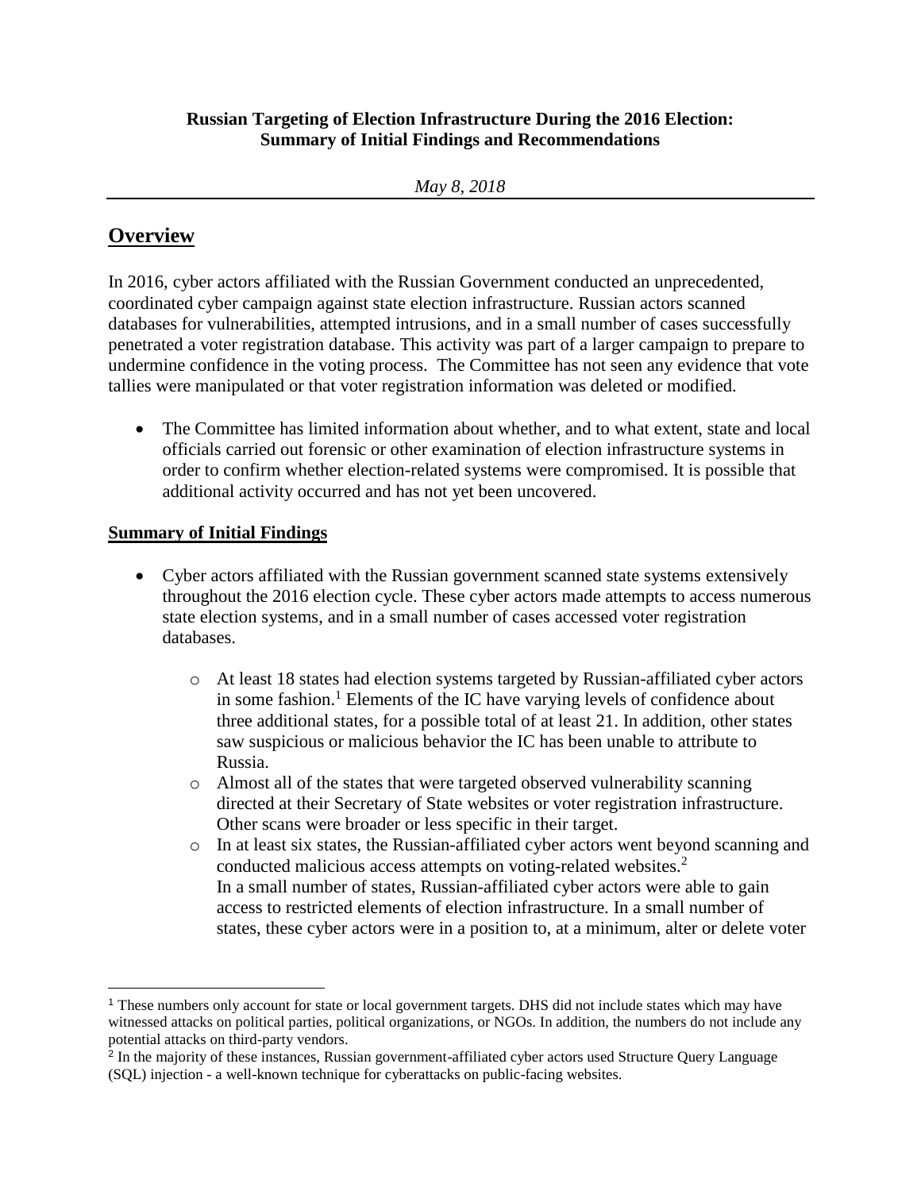**Russian Targeting of Election Infrastructure During the 2016 Election: Summary of Initial Findings and Recommendations**

*May 8, 2018*

---

## Overview

In 2016, cyber actors affiliated with the Russian Government conducted an unprecedented, coordinated cyber campaign against state election infrastructure. Russian actors scanned databases for vulnerabilities, attempted intrusions, and in a small number of cases successfully penetrated a voter registration database. This activity was part of a larger campaign to prepare to undermine confidence in the voting process. The Committee has not seen any evidence that vote tallies were manipulated or that voter registration information was deleted or modified.

- The Committee has limited information about whether, and to what extent, state and local officials carried out forensic or other examination of election infrastructure systems in order to confirm whether election-related systems were compromised. It is possible that additional activity occurred and has not yet been uncovered.

### Summary of Initial Findings

- Cyber actors affiliated with the Russian government scanned state systems extensively throughout the 2016 election cycle. These cyber actors made attempts to access numerous state election systems, and in a small number of cases accessed voter registration databases.
    - At least 18 states had election systems targeted by Russian-affiliated cyber actors in some fashion.[1] Elements of the IC have varying levels of confidence about three additional states, for a possible total of at least 21. In addition, other states saw suspicious or malicious behavior the IC has been unable to attribute to Russia.
    - Almost all of the states that were targeted observed vulnerability scanning directed at their Secretary of State websites or voter registration infrastructure. Other scans were broader or less specific in their target.
    - In at least six states, the Russian-affiliated cyber actors went beyond scanning and conducted malicious access attempts on voting-related websites.[2] In a small number of states, Russian-affiliated cyber actors were able to gain access to restricted elements of election infrastructure. In a small number of states, these cyber actors were in a position to, at a minimum, alter or delete voter

---

[1] These numbers only account for state or local government targets. DHS did not include states which may have witnessed attacks on political parties, political organizations, or NGOs. In addition, the numbers do not include any potential attacks on third-party vendors.

[2] In the majority of these instances, Russian government-affiliated cyber actors used Structure Query Language (SQL) injection - a well-known technique for cyberattacks on public-facing websites.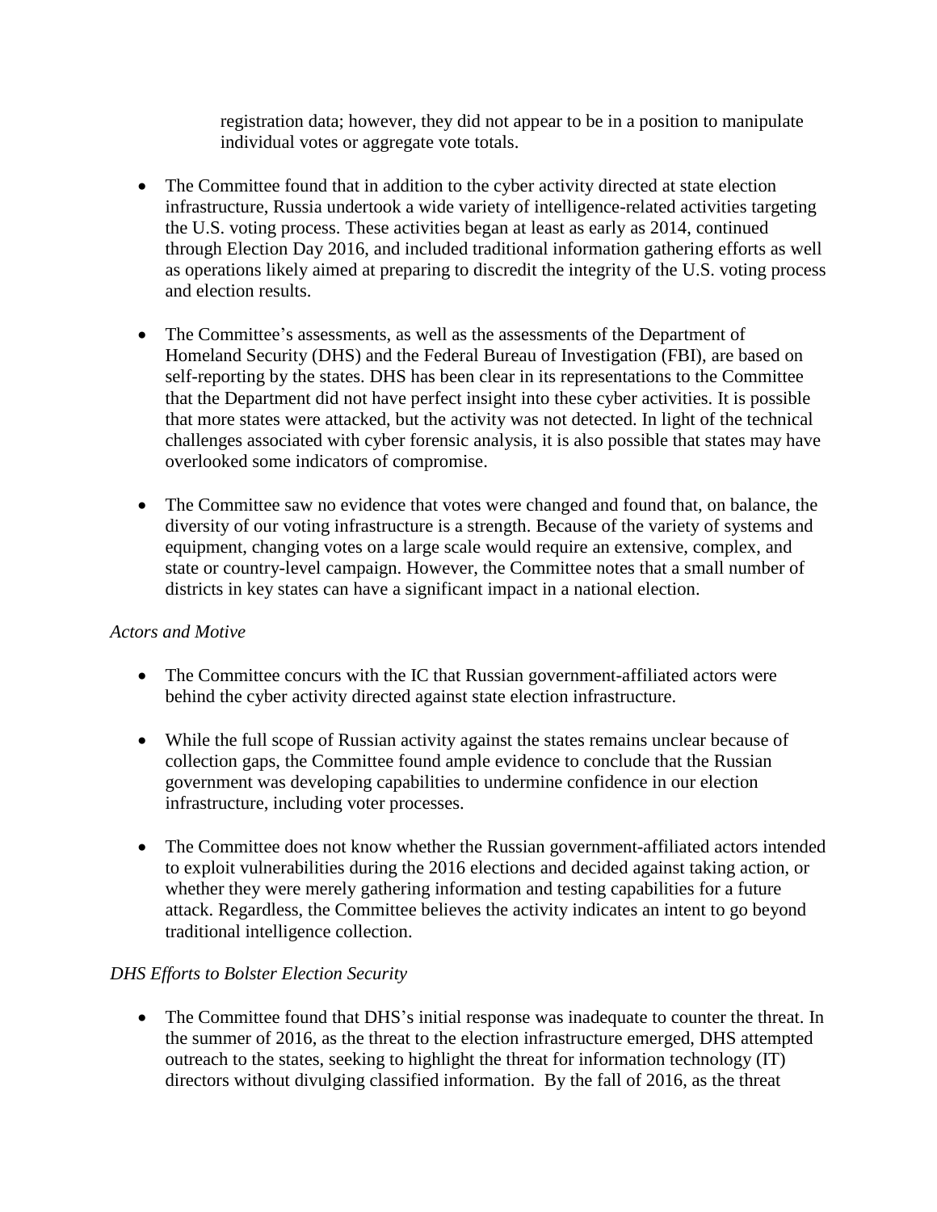registration data; however, they did not appear to be in a position to manipulate individual votes or aggregate vote totals.

- The Committee found that in addition to the cyber activity directed at state election infrastructure, Russia undertook a wide variety of intelligence-related activities targeting the U.S. voting process. These activities began at least as early as 2014, continued through Election Day 2016, and included traditional information gathering efforts as well as operations likely aimed at preparing to discredit the integrity of the U.S. voting process and election results.

- The Committee's assessments, as well as the assessments of the Department of Homeland Security (DHS) and the Federal Bureau of Investigation (FBI), are based on self-reporting by the states. DHS has been clear in its representations to the Committee that the Department did not have perfect insight into these cyber activities. It is possible that more states were attacked, but the activity was not detected. In light of the technical challenges associated with cyber forensic analysis, it is also possible that states may have overlooked some indicators of compromise.

- The Committee saw no evidence that votes were changed and found that, on balance, the diversity of our voting infrastructure is a strength. Because of the variety of systems and equipment, changing votes on a large scale would require an extensive, complex, and state or country-level campaign. However, the Committee notes that a small number of districts in key states can have a significant impact in a national election.

*Actors and Motive*

- The Committee concurs with the IC that Russian government-affiliated actors were behind the cyber activity directed against state election infrastructure.

- While the full scope of Russian activity against the states remains unclear because of collection gaps, the Committee found ample evidence to conclude that the Russian government was developing capabilities to undermine confidence in our election infrastructure, including voter processes.

- The Committee does not know whether the Russian government-affiliated actors intended to exploit vulnerabilities during the 2016 elections and decided against taking action, or whether they were merely gathering information and testing capabilities for a future attack. Regardless, the Committee believes the activity indicates an intent to go beyond traditional intelligence collection.

*DHS Efforts to Bolster Election Security*

- The Committee found that DHS's initial response was inadequate to counter the threat. In the summer of 2016, as the threat to the election infrastructure emerged, DHS attempted outreach to the states, seeking to highlight the threat for information technology (IT) directors without divulging classified information. By the fall of 2016, as the threat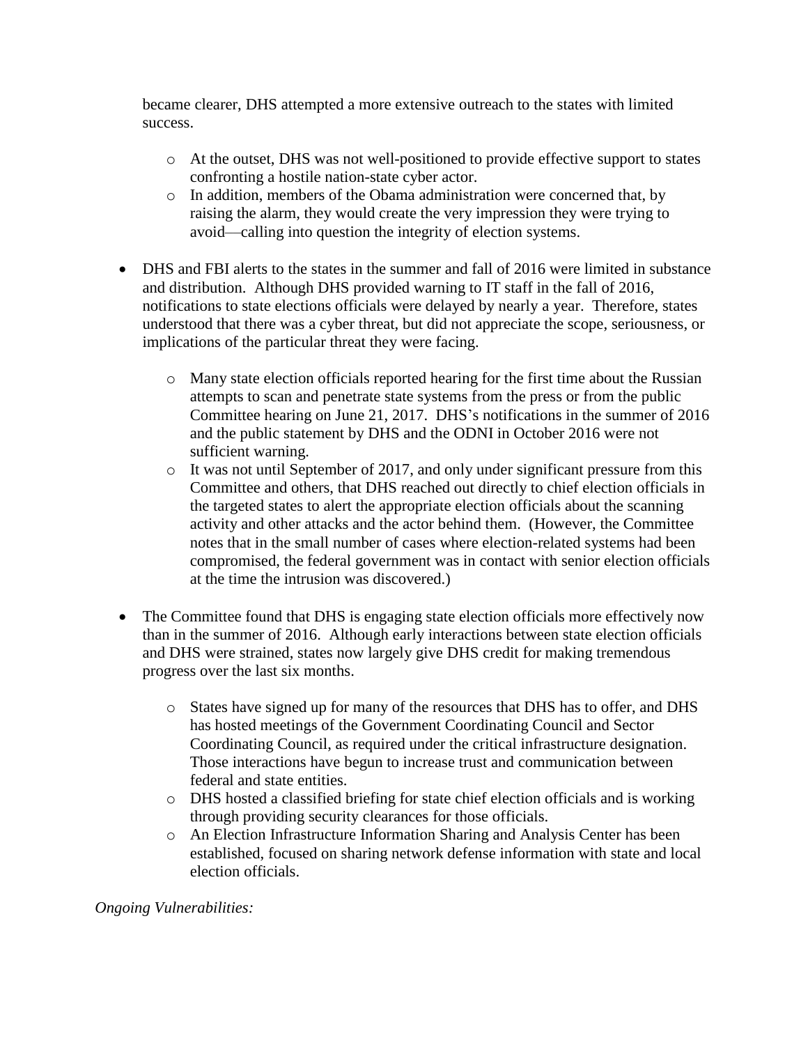became clearer, DHS attempted a more extensive outreach to the states with limited success.

  - At the outset, DHS was not well-positioned to provide effective support to states confronting a hostile nation-state cyber actor.
  - In addition, members of the Obama administration were concerned that, by raising the alarm, they would create the very impression they were trying to avoid—calling into question the integrity of election systems.

- DHS and FBI alerts to the states in the summer and fall of 2016 were limited in substance and distribution. Although DHS provided warning to IT staff in the fall of 2016, notifications to state elections officials were delayed by nearly a year. Therefore, states understood that there was a cyber threat, but did not appreciate the scope, seriousness, or implications of the particular threat they were facing.

  - Many state election officials reported hearing for the first time about the Russian attempts to scan and penetrate state systems from the press or from the public Committee hearing on June 21, 2017. DHS's notifications in the summer of 2016 and the public statement by DHS and the ODNI in October 2016 were not sufficient warning.
  - It was not until September of 2017, and only under significant pressure from this Committee and others, that DHS reached out directly to chief election officials in the targeted states to alert the appropriate election officials about the scanning activity and other attacks and the actor behind them. (However, the Committee notes that in the small number of cases where election-related systems had been compromised, the federal government was in contact with senior election officials at the time the intrusion was discovered.)

- The Committee found that DHS is engaging state election officials more effectively now than in the summer of 2016. Although early interactions between state election officials and DHS were strained, states now largely give DHS credit for making tremendous progress over the last six months.

  - States have signed up for many of the resources that DHS has to offer, and DHS has hosted meetings of the Government Coordinating Council and Sector Coordinating Council, as required under the critical infrastructure designation. Those interactions have begun to increase trust and communication between federal and state entities.
  - DHS hosted a classified briefing for state chief election officials and is working through providing security clearances for those officials.
  - An Election Infrastructure Information Sharing and Analysis Center has been established, focused on sharing network defense information with state and local election officials.

*Ongoing Vulnerabilities:*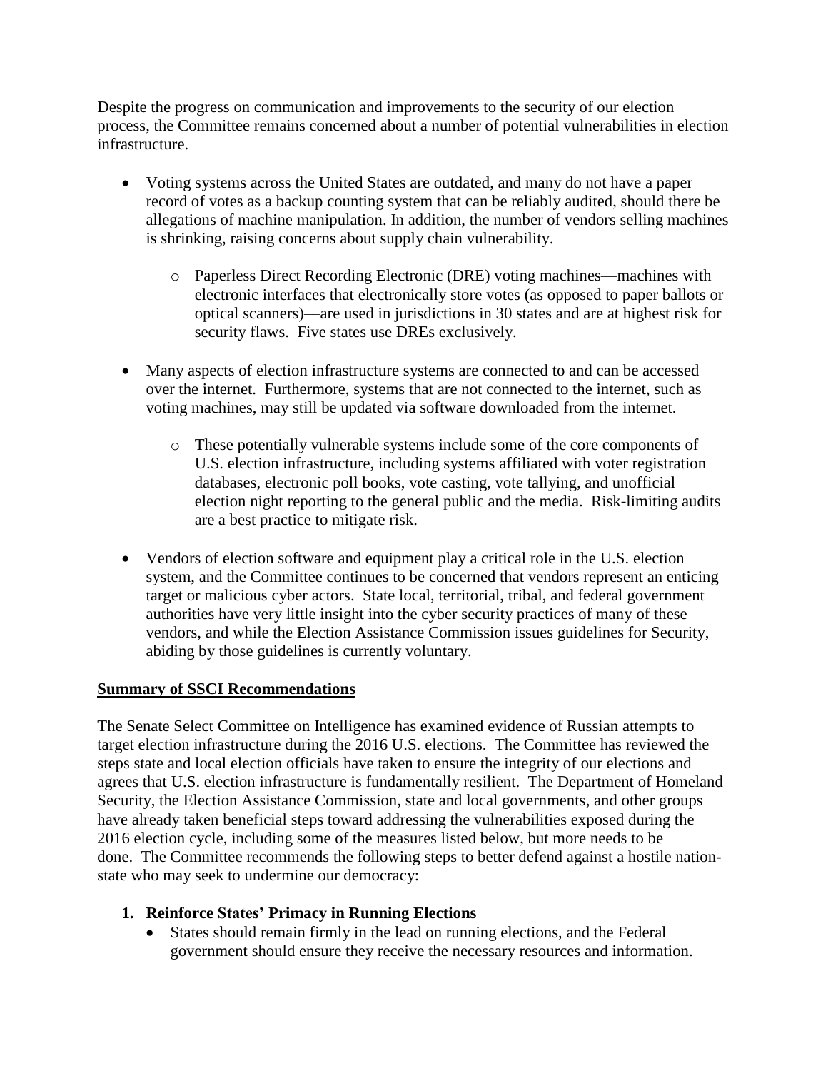Despite the progress on communication and improvements to the security of our election process, the Committee remains concerned about a number of potential vulnerabilities in election infrastructure.

- Voting systems across the United States are outdated, and many do not have a paper record of votes as a backup counting system that can be reliably audited, should there be allegations of machine manipulation. In addition, the number of vendors selling machines is shrinking, raising concerns about supply chain vulnerability.
    - Paperless Direct Recording Electronic (DRE) voting machines—machines with electronic interfaces that electronically store votes (as opposed to paper ballots or optical scanners)—are used in jurisdictions in 30 states and are at highest risk for security flaws. Five states use DREs exclusively.
- Many aspects of election infrastructure systems are connected to and can be accessed over the internet. Furthermore, systems that are not connected to the internet, such as voting machines, may still be updated via software downloaded from the internet.
    - These potentially vulnerable systems include some of the core components of U.S. election infrastructure, including systems affiliated with voter registration databases, electronic poll books, vote casting, vote tallying, and unofficial election night reporting to the general public and the media. Risk-limiting audits are a best practice to mitigate risk.
- Vendors of election software and equipment play a critical role in the U.S. election system, and the Committee continues to be concerned that vendors represent an enticing target or malicious cyber actors. State local, territorial, tribal, and federal government authorities have very little insight into the cyber security practices of many of these vendors, and while the Election Assistance Commission issues guidelines for Security, abiding by those guidelines is currently voluntary.

## Summary of SSCI Recommendations

The Senate Select Committee on Intelligence has examined evidence of Russian attempts to target election infrastructure during the 2016 U.S. elections. The Committee has reviewed the steps state and local election officials have taken to ensure the integrity of our elections and agrees that U.S. election infrastructure is fundamentally resilient. The Department of Homeland Security, the Election Assistance Commission, state and local governments, and other groups have already taken beneficial steps toward addressing the vulnerabilities exposed during the 2016 election cycle, including some of the measures listed below, but more needs to be done. The Committee recommends the following steps to better defend against a hostile nation-state who may seek to undermine our democracy:

1. **Reinforce States' Primacy in Running Elections**
    - States should remain firmly in the lead on running elections, and the Federal government should ensure they receive the necessary resources and information.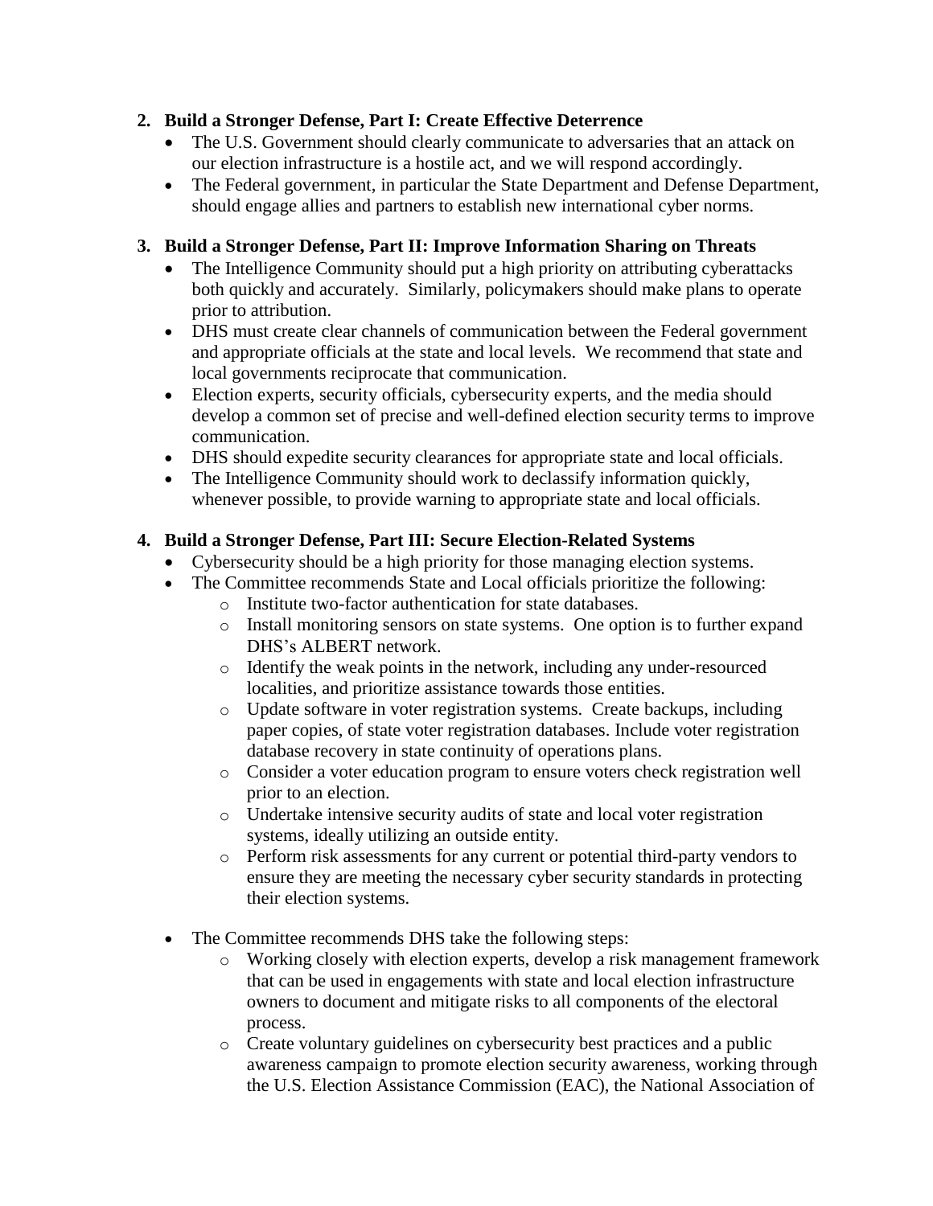2. **Build a Stronger Defense, Part I: Create Effective Deterrence**
   - The U.S. Government should clearly communicate to adversaries that an attack on our election infrastructure is a hostile act, and we will respond accordingly.
   - The Federal government, in particular the State Department and Defense Department, should engage allies and partners to establish new international cyber norms.

3. **Build a Stronger Defense, Part II: Improve Information Sharing on Threats**
   - The Intelligence Community should put a high priority on attributing cyberattacks both quickly and accurately. Similarly, policymakers should make plans to operate prior to attribution.
   - DHS must create clear channels of communication between the Federal government and appropriate officials at the state and local levels. We recommend that state and local governments reciprocate that communication.
   - Election experts, security officials, cybersecurity experts, and the media should develop a common set of precise and well-defined election security terms to improve communication.
   - DHS should expedite security clearances for appropriate state and local officials.
   - The Intelligence Community should work to declassify information quickly, whenever possible, to provide warning to appropriate state and local officials.

4. **Build a Stronger Defense, Part III: Secure Election-Related Systems**
   - Cybersecurity should be a high priority for those managing election systems.
   - The Committee recommends State and Local officials prioritize the following:
     - Institute two-factor authentication for state databases.
     - Install monitoring sensors on state systems. One option is to further expand DHS's ALBERT network.
     - Identify the weak points in the network, including any under-resourced localities, and prioritize assistance towards those entities.
     - Update software in voter registration systems. Create backups, including paper copies, of state voter registration databases. Include voter registration database recovery in state continuity of operations plans.
     - Consider a voter education program to ensure voters check registration well prior to an election.
     - Undertake intensive security audits of state and local voter registration systems, ideally utilizing an outside entity.
     - Perform risk assessments for any current or potential third-party vendors to ensure they are meeting the necessary cyber security standards in protecting their election systems.

   - The Committee recommends DHS take the following steps:
     - Working closely with election experts, develop a risk management framework that can be used in engagements with state and local election infrastructure owners to document and mitigate risks to all components of the electoral process.
     - Create voluntary guidelines on cybersecurity best practices and a public awareness campaign to promote election security awareness, working through the U.S. Election Assistance Commission (EAC), the National Association of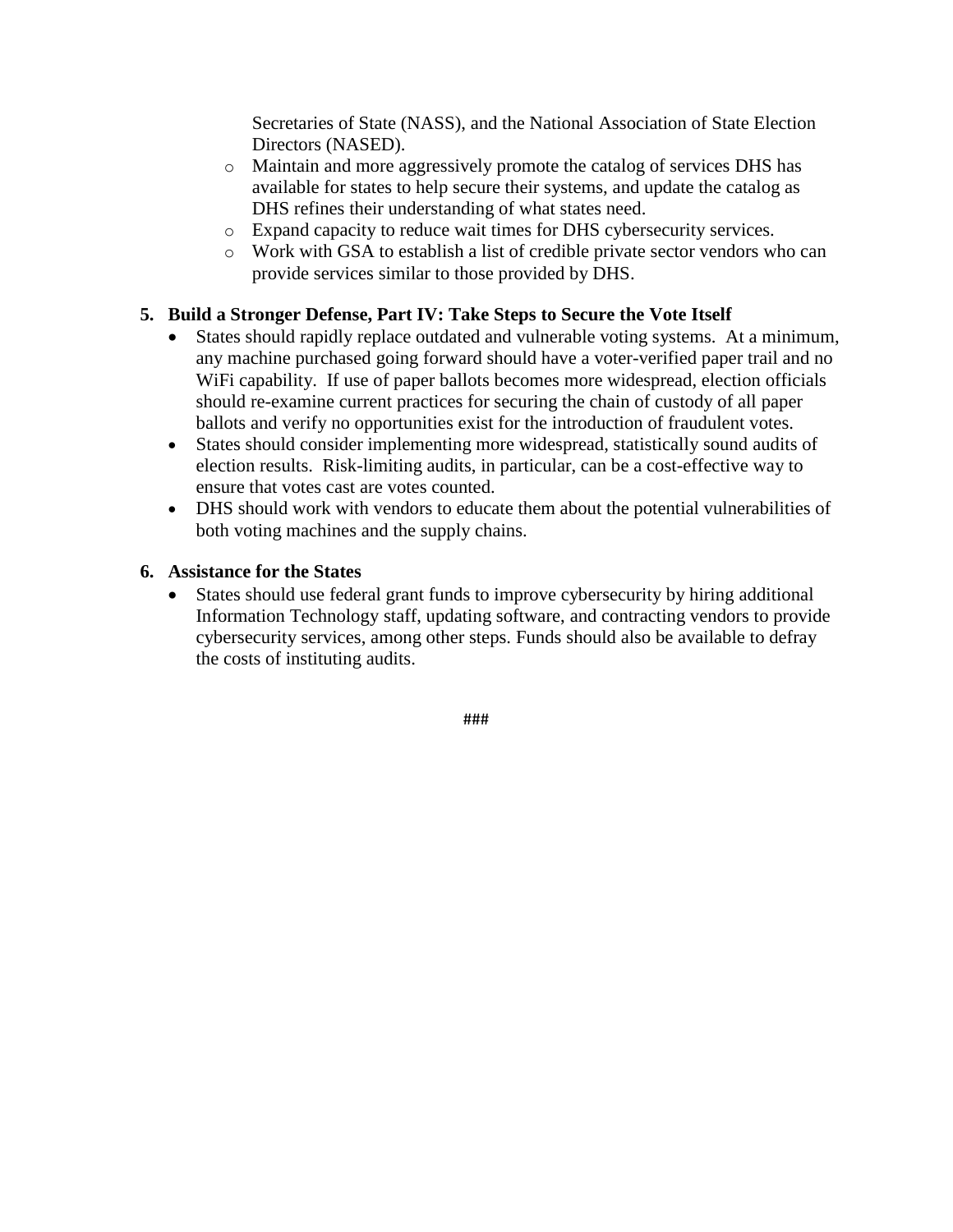Secretaries of State (NASS), and the National Association of State Election Directors (NASED).
    - Maintain and more aggressively promote the catalog of services DHS has available for states to help secure their systems, and update the catalog as DHS refines their understanding of what states need.
    - Expand capacity to reduce wait times for DHS cybersecurity services.
    - Work with GSA to establish a list of credible private sector vendors who can provide services similar to those provided by DHS.

**5. Build a Stronger Defense, Part IV: Take Steps to Secure the Vote Itself**

- States should rapidly replace outdated and vulnerable voting systems. At a minimum, any machine purchased going forward should have a voter-verified paper trail and no WiFi capability. If use of paper ballots becomes more widespread, election officials should re-examine current practices for securing the chain of custody of all paper ballots and verify no opportunities exist for the introduction of fraudulent votes.
- States should consider implementing more widespread, statistically sound audits of election results. Risk-limiting audits, in particular, can be a cost-effective way to ensure that votes cast are votes counted.
- DHS should work with vendors to educate them about the potential vulnerabilities of both voting machines and the supply chains.

**6. Assistance for the States**

- States should use federal grant funds to improve cybersecurity by hiring additional Information Technology staff, updating software, and contracting vendors to provide cybersecurity services, among other steps. Funds should also be available to defray the costs of instituting audits.

###